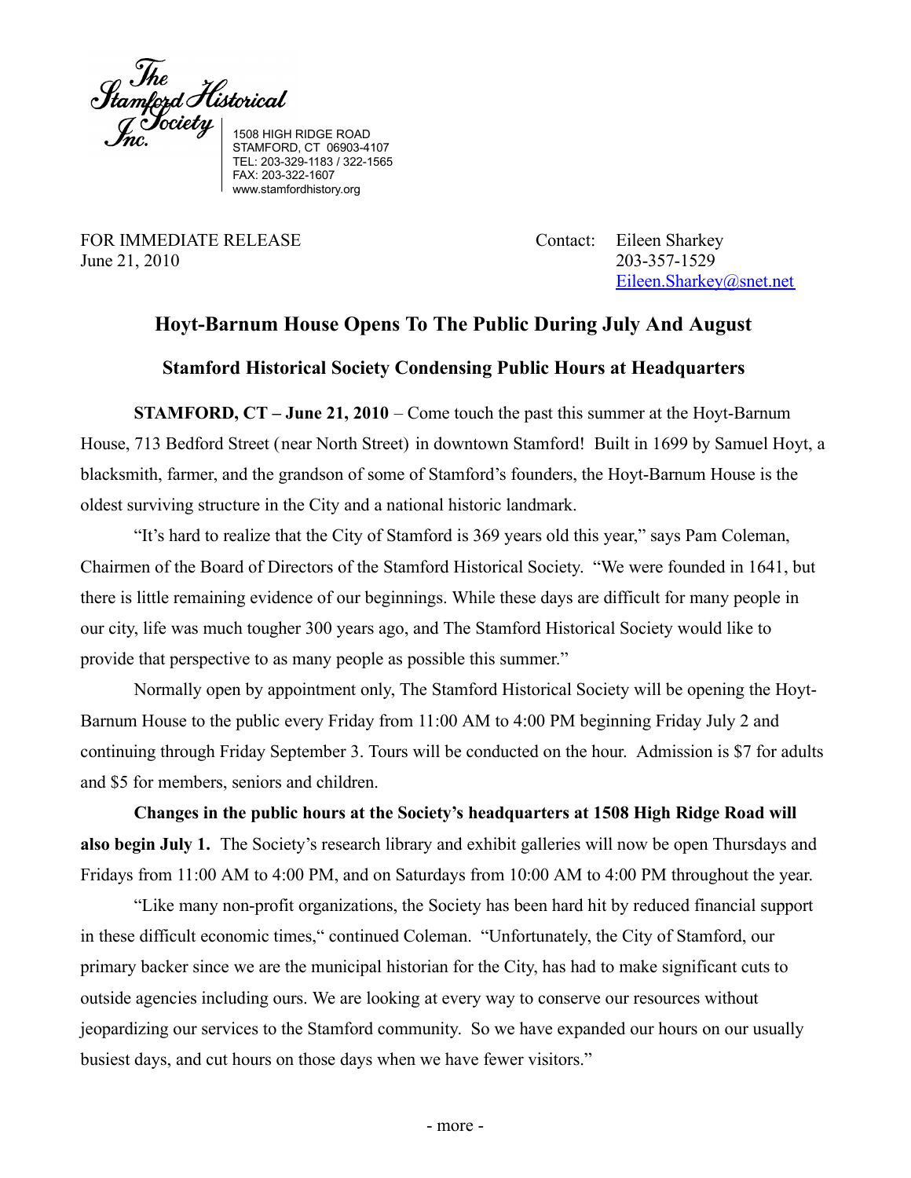The Stamford Historical Society Inc.

1508 HIGH RIDGE ROAD
STAMFORD, CT 06903-4107
TEL: 203-329-1183 / 322-1565
FAX: 203-322-1607
www.stamfordhistory.org

FOR IMMEDIATE RELEASE
June 21, 2010

Contact: Eileen Sharkey
203-357-1529
Eileen.Sharkey@snet.net

## Hoyt-Barnum House Opens To The Public During July And August

### Stamford Historical Society Condensing Public Hours at Headquarters

**STAMFORD, CT – June 21, 2010** – Come touch the past this summer at the Hoyt-Barnum House, 713 Bedford Street (near North Street) in downtown Stamford! Built in 1699 by Samuel Hoyt, a blacksmith, farmer, and the grandson of some of Stamford's founders, the Hoyt-Barnum House is the oldest surviving structure in the City and a national historic landmark.

"It's hard to realize that the City of Stamford is 369 years old this year," says Pam Coleman, Chairmen of the Board of Directors of the Stamford Historical Society. "We were founded in 1641, but there is little remaining evidence of our beginnings. While these days are difficult for many people in our city, life was much tougher 300 years ago, and The Stamford Historical Society would like to provide that perspective to as many people as possible this summer."

Normally open by appointment only, The Stamford Historical Society will be opening the Hoyt-Barnum House to the public every Friday from 11:00 AM to 4:00 PM beginning Friday July 2 and continuing through Friday September 3. Tours will be conducted on the hour. Admission is $7 for adults and $5 for members, seniors and children.

**Changes in the public hours at the Society's headquarters at 1508 High Ridge Road will also begin July 1.** The Society's research library and exhibit galleries will now be open Thursdays and Fridays from 11:00 AM to 4:00 PM, and on Saturdays from 10:00 AM to 4:00 PM throughout the year.

"Like many non-profit organizations, the Society has been hard hit by reduced financial support in these difficult economic times," continued Coleman. "Unfortunately, the City of Stamford, our primary backer since we are the municipal historian for the City, has had to make significant cuts to outside agencies including ours. We are looking at every way to conserve our resources without jeopardizing our services to the Stamford community. So we have expanded our hours on our usually busiest days, and cut hours on those days when we have fewer visitors."

- more -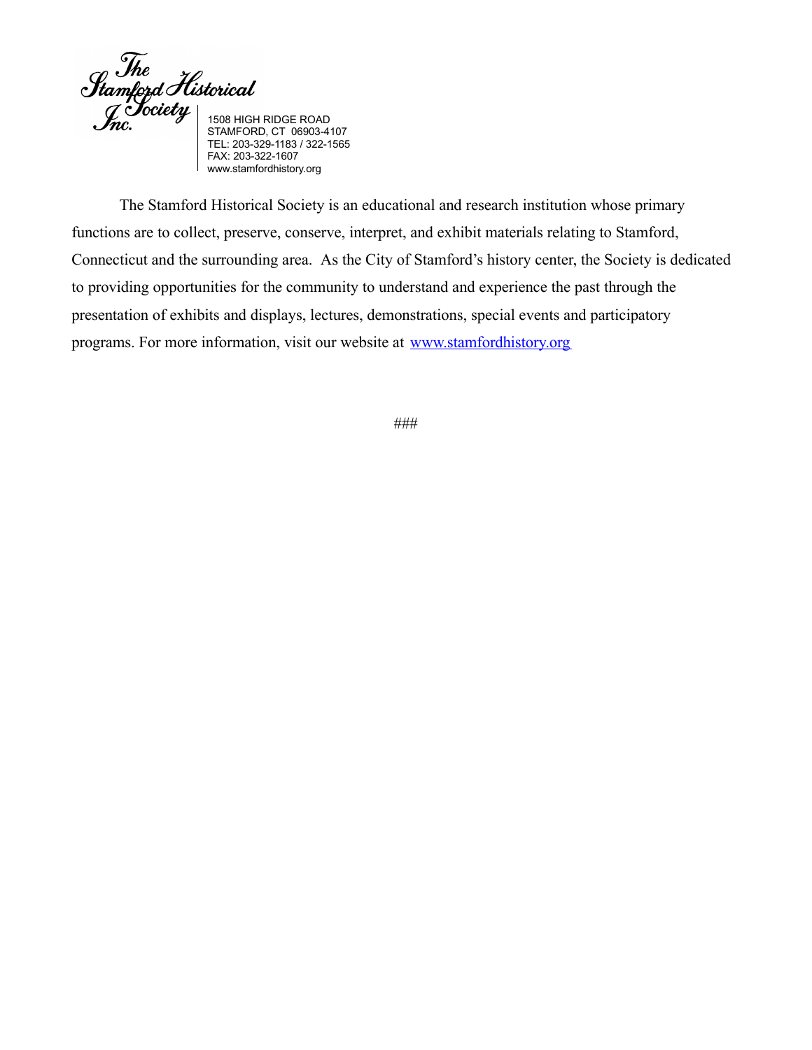The Stamford Historical Society Inc.

1508 HIGH RIDGE ROAD
STAMFORD, CT 06903-4107
TEL: 203-329-1183 / 322-1565
FAX: 203-322-1607
www.stamfordhistory.org

The Stamford Historical Society is an educational and research institution whose primary functions are to collect, preserve, conserve, interpret, and exhibit materials relating to Stamford, Connecticut and the surrounding area. As the City of Stamford's history center, the Society is dedicated to providing opportunities for the community to understand and experience the past through the presentation of exhibits and displays, lectures, demonstrations, special events and participatory programs. For more information, visit our website at www.stamfordhistory.org

###